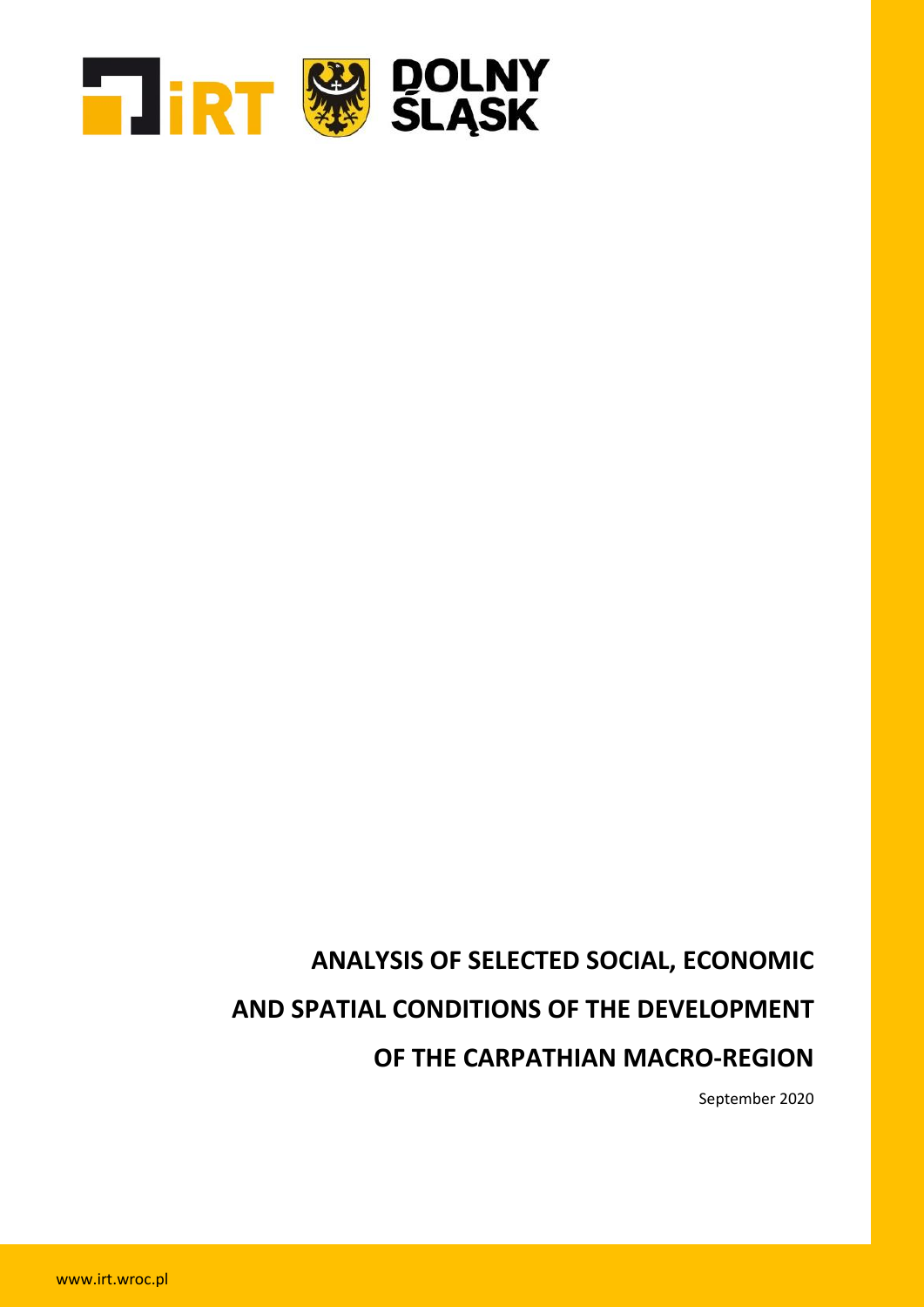iRT DOLNY ŚLĄSK

# ANALYSIS OF SELECTED SOCIAL, ECONOMIC AND SPATIAL CONDITIONS OF THE DEVELOPMENT OF THE CARPATHIAN MACRO-REGION

September 2020

www.irt.wroc.pl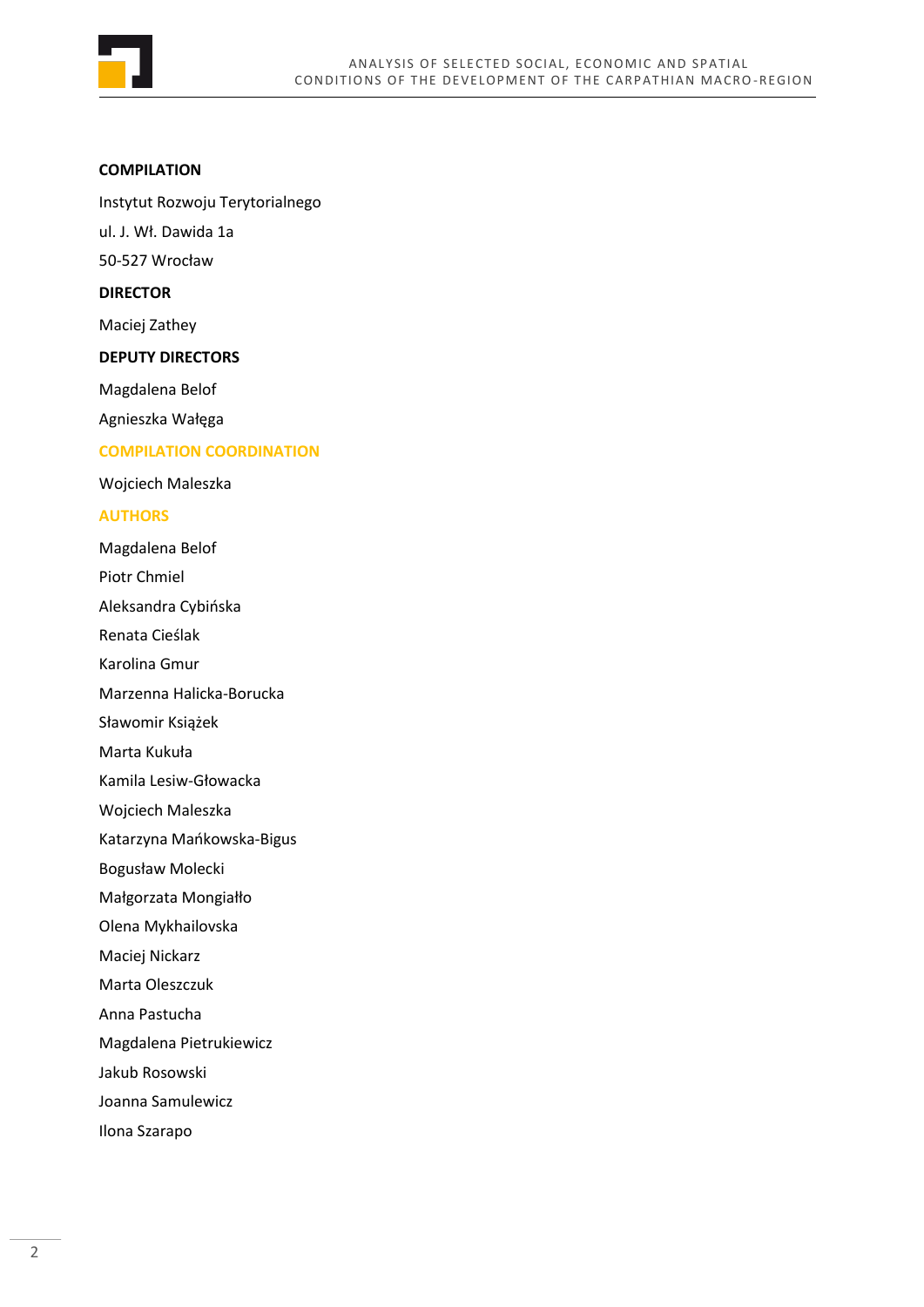**COMPILATION**

Instytut Rozwoju Terytorialnego

ul. J. Wł. Dawida 1a

50-527 Wrocław

**DIRECTOR**

Maciej Zathey

**DEPUTY DIRECTORS**

Magdalena Belof

Agnieszka Wałęga

**COMPILATION COORDINATION**

Wojciech Maleszka

**AUTHORS**

Magdalena Belof

Piotr Chmiel

Aleksandra Cybińska

Renata Cieślak

Karolina Gmur

Marzenna Halicka-Borucka

Sławomir Książek

Marta Kukuła

Kamila Lesiw-Głowacka

Wojciech Maleszka

Katarzyna Mańkowska-Bigus

Bogusław Molecki

Małgorzata Mongiałło

Olena Mykhailovska

Maciej Nickarz

Marta Oleszczuk

Anna Pastucha

Magdalena Pietrukiewicz

Jakub Rosowski

Joanna Samulewicz

Ilona Szarapo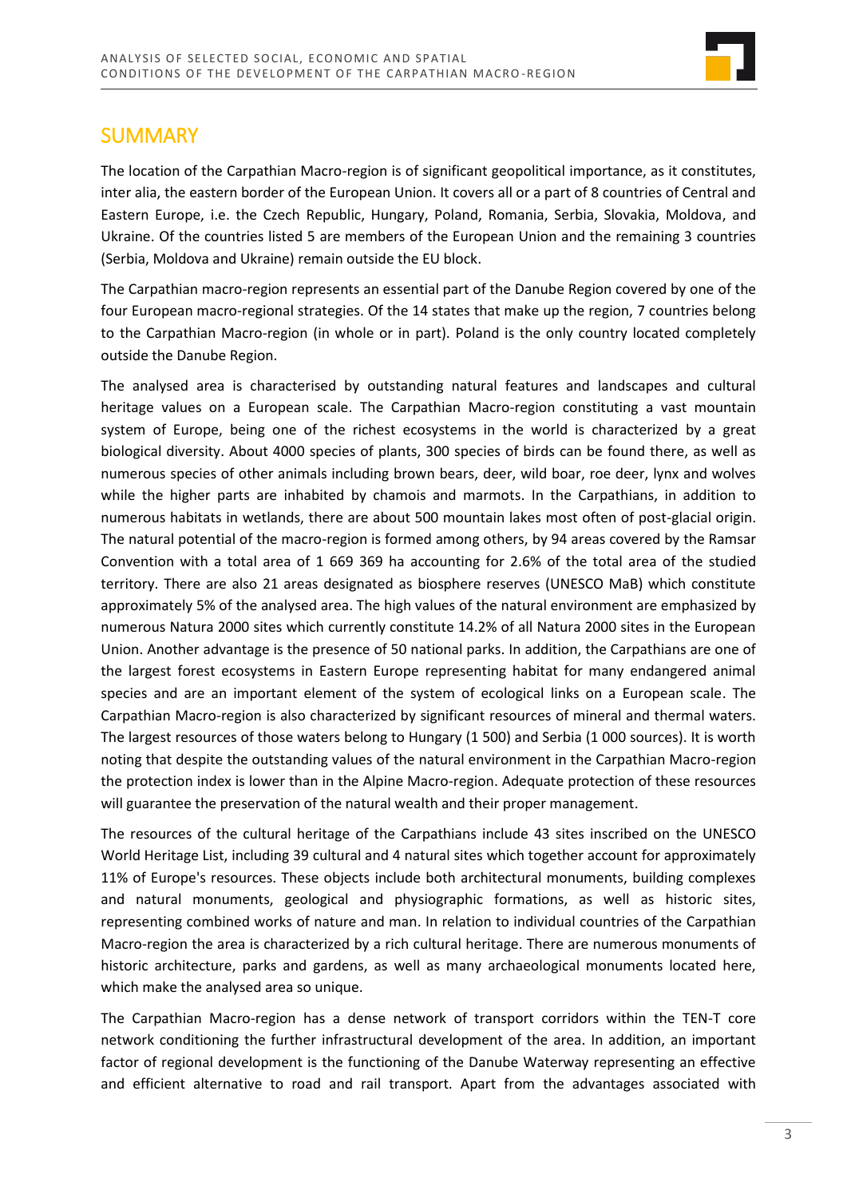# SUMMARY

The location of the Carpathian Macro-region is of significant geopolitical importance, as it constitutes, inter alia, the eastern border of the European Union. It covers all or a part of 8 countries of Central and Eastern Europe, i.e. the Czech Republic, Hungary, Poland, Romania, Serbia, Slovakia, Moldova, and Ukraine. Of the countries listed 5 are members of the European Union and the remaining 3 countries (Serbia, Moldova and Ukraine) remain outside the EU block.

The Carpathian macro-region represents an essential part of the Danube Region covered by one of the four European macro-regional strategies. Of the 14 states that make up the region, 7 countries belong to the Carpathian Macro-region (in whole or in part). Poland is the only country located completely outside the Danube Region.

The analysed area is characterised by outstanding natural features and landscapes and cultural heritage values on a European scale. The Carpathian Macro-region constituting a vast mountain system of Europe, being one of the richest ecosystems in the world is characterized by a great biological diversity. About 4000 species of plants, 300 species of birds can be found there, as well as numerous species of other animals including brown bears, deer, wild boar, roe deer, lynx and wolves while the higher parts are inhabited by chamois and marmots. In the Carpathians, in addition to numerous habitats in wetlands, there are about 500 mountain lakes most often of post-glacial origin. The natural potential of the macro-region is formed among others, by 94 areas covered by the Ramsar Convention with a total area of 1 669 369 ha accounting for 2.6% of the total area of the studied territory. There are also 21 areas designated as biosphere reserves (UNESCO MaB) which constitute approximately 5% of the analysed area. The high values of the natural environment are emphasized by numerous Natura 2000 sites which currently constitute 14.2% of all Natura 2000 sites in the European Union. Another advantage is the presence of 50 national parks. In addition, the Carpathians are one of the largest forest ecosystems in Eastern Europe representing habitat for many endangered animal species and are an important element of the system of ecological links on a European scale. The Carpathian Macro-region is also characterized by significant resources of mineral and thermal waters. The largest resources of those waters belong to Hungary (1 500) and Serbia (1 000 sources). It is worth noting that despite the outstanding values of the natural environment in the Carpathian Macro-region the protection index is lower than in the Alpine Macro-region. Adequate protection of these resources will guarantee the preservation of the natural wealth and their proper management.

The resources of the cultural heritage of the Carpathians include 43 sites inscribed on the UNESCO World Heritage List, including 39 cultural and 4 natural sites which together account for approximately 11% of Europe's resources. These objects include both architectural monuments, building complexes and natural monuments, geological and physiographic formations, as well as historic sites, representing combined works of nature and man. In relation to individual countries of the Carpathian Macro-region the area is characterized by a rich cultural heritage. There are numerous monuments of historic architecture, parks and gardens, as well as many archaeological monuments located here, which make the analysed area so unique.

The Carpathian Macro-region has a dense network of transport corridors within the TEN-T core network conditioning the further infrastructural development of the area. In addition, an important factor of regional development is the functioning of the Danube Waterway representing an effective and efficient alternative to road and rail transport. Apart from the advantages associated with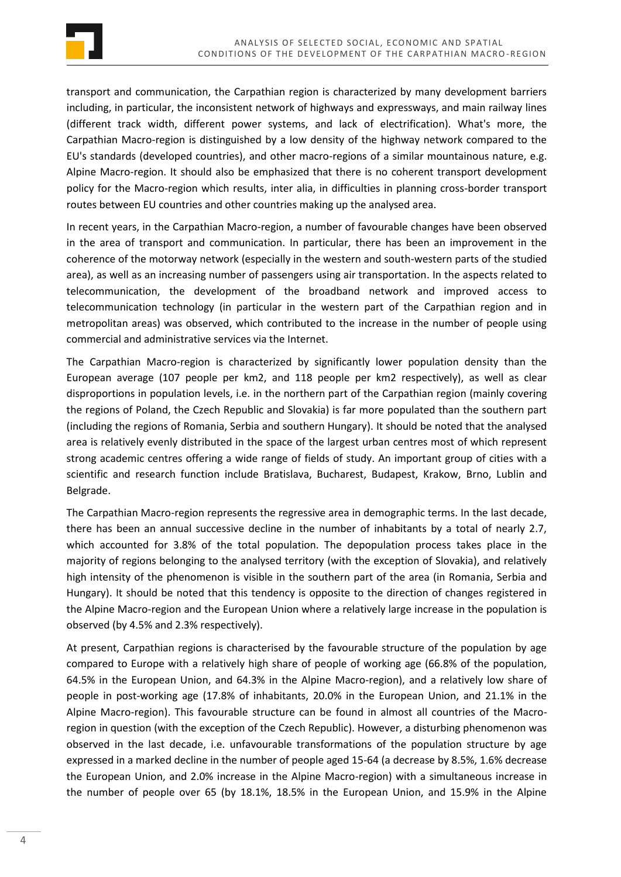transport and communication, the Carpathian region is characterized by many development barriers including, in particular, the inconsistent network of highways and expressways, and main railway lines (different track width, different power systems, and lack of electrification). What's more, the Carpathian Macro-region is distinguished by a low density of the highway network compared to the EU's standards (developed countries), and other macro-regions of a similar mountainous nature, e.g. Alpine Macro-region. It should also be emphasized that there is no coherent transport development policy for the Macro-region which results, inter alia, in difficulties in planning cross-border transport routes between EU countries and other countries making up the analysed area.

In recent years, in the Carpathian Macro-region, a number of favourable changes have been observed in the area of transport and communication. In particular, there has been an improvement in the coherence of the motorway network (especially in the western and south-western parts of the studied area), as well as an increasing number of passengers using air transportation. In the aspects related to telecommunication, the development of the broadband network and improved access to telecommunication technology (in particular in the western part of the Carpathian region and in metropolitan areas) was observed, which contributed to the increase in the number of people using commercial and administrative services via the Internet.

The Carpathian Macro-region is characterized by significantly lower population density than the European average (107 people per km2, and 118 people per km2 respectively), as well as clear disproportions in population levels, i.e. in the northern part of the Carpathian region (mainly covering the regions of Poland, the Czech Republic and Slovakia) is far more populated than the southern part (including the regions of Romania, Serbia and southern Hungary). It should be noted that the analysed area is relatively evenly distributed in the space of the largest urban centres most of which represent strong academic centres offering a wide range of fields of study. An important group of cities with a scientific and research function include Bratislava, Bucharest, Budapest, Krakow, Brno, Lublin and Belgrade.

The Carpathian Macro-region represents the regressive area in demographic terms. In the last decade, there has been an annual successive decline in the number of inhabitants by a total of nearly 2.7, which accounted for 3.8% of the total population. The depopulation process takes place in the majority of regions belonging to the analysed territory (with the exception of Slovakia), and relatively high intensity of the phenomenon is visible in the southern part of the area (in Romania, Serbia and Hungary). It should be noted that this tendency is opposite to the direction of changes registered in the Alpine Macro-region and the European Union where a relatively large increase in the population is observed (by 4.5% and 2.3% respectively).

At present, Carpathian regions is characterised by the favourable structure of the population by age compared to Europe with a relatively high share of people of working age (66.8% of the population, 64.5% in the European Union, and 64.3% in the Alpine Macro-region), and a relatively low share of people in post-working age (17.8% of inhabitants, 20.0% in the European Union, and 21.1% in the Alpine Macro-region). This favourable structure can be found in almost all countries of the Macro-region in question (with the exception of the Czech Republic). However, a disturbing phenomenon was observed in the last decade, i.e. unfavourable transformations of the population structure by age expressed in a marked decline in the number of people aged 15-64 (a decrease by 8.5%, 1.6% decrease the European Union, and 2.0% increase in the Alpine Macro-region) with a simultaneous increase in the number of people over 65 (by 18.1%, 18.5% in the European Union, and 15.9% in the Alpine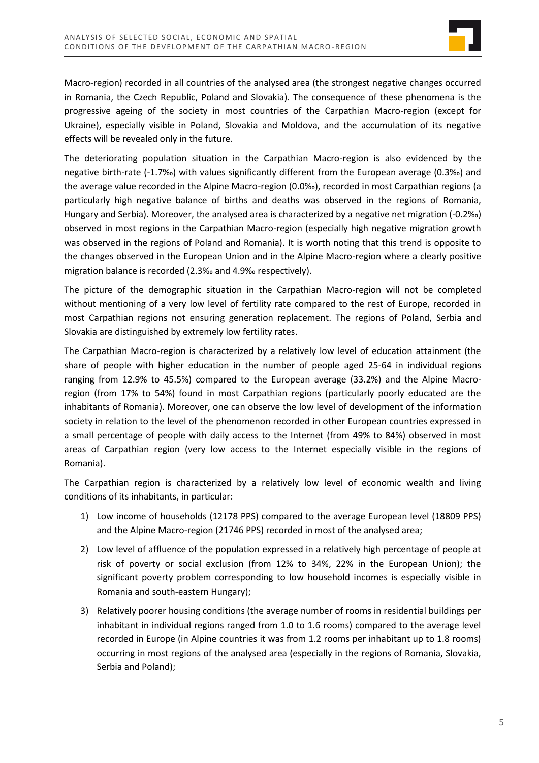Macro-region) recorded in all countries of the analysed area (the strongest negative changes occurred in Romania, the Czech Republic, Poland and Slovakia). The consequence of these phenomena is the progressive ageing of the society in most countries of the Carpathian Macro-region (except for Ukraine), especially visible in Poland, Slovakia and Moldova, and the accumulation of its negative effects will be revealed only in the future.

The deteriorating population situation in the Carpathian Macro-region is also evidenced by the negative birth-rate (-1.7‰) with values significantly different from the European average (0.3‰) and the average value recorded in the Alpine Macro-region (0.0‰), recorded in most Carpathian regions (a particularly high negative balance of births and deaths was observed in the regions of Romania, Hungary and Serbia). Moreover, the analysed area is characterized by a negative net migration (-0.2‰) observed in most regions in the Carpathian Macro-region (especially high negative migration growth was observed in the regions of Poland and Romania). It is worth noting that this trend is opposite to the changes observed in the European Union and in the Alpine Macro-region where a clearly positive migration balance is recorded (2.3‰ and 4.9‰ respectively).

The picture of the demographic situation in the Carpathian Macro-region will not be completed without mentioning of a very low level of fertility rate compared to the rest of Europe, recorded in most Carpathian regions not ensuring generation replacement. The regions of Poland, Serbia and Slovakia are distinguished by extremely low fertility rates.

The Carpathian Macro-region is characterized by a relatively low level of education attainment (the share of people with higher education in the number of people aged 25-64 in individual regions ranging from 12.9% to 45.5%) compared to the European average (33.2%) and the Alpine Macro-region (from 17% to 54%) found in most Carpathian regions (particularly poorly educated are the inhabitants of Romania). Moreover, one can observe the low level of development of the information society in relation to the level of the phenomenon recorded in other European countries expressed in a small percentage of people with daily access to the Internet (from 49% to 84%) observed in most areas of Carpathian region (very low access to the Internet especially visible in the regions of Romania).

The Carpathian region is characterized by a relatively low level of economic wealth and living conditions of its inhabitants, in particular:

1) Low income of households (12178 PPS) compared to the average European level (18809 PPS) and the Alpine Macro-region (21746 PPS) recorded in most of the analysed area;
2) Low level of affluence of the population expressed in a relatively high percentage of people at risk of poverty or social exclusion (from 12% to 34%, 22% in the European Union); the significant poverty problem corresponding to low household incomes is especially visible in Romania and south-eastern Hungary);
3) Relatively poorer housing conditions (the average number of rooms in residential buildings per inhabitant in individual regions ranged from 1.0 to 1.6 rooms) compared to the average level recorded in Europe (in Alpine countries it was from 1.2 rooms per inhabitant up to 1.8 rooms) occurring in most regions of the analysed area (especially in the regions of Romania, Slovakia, Serbia and Poland);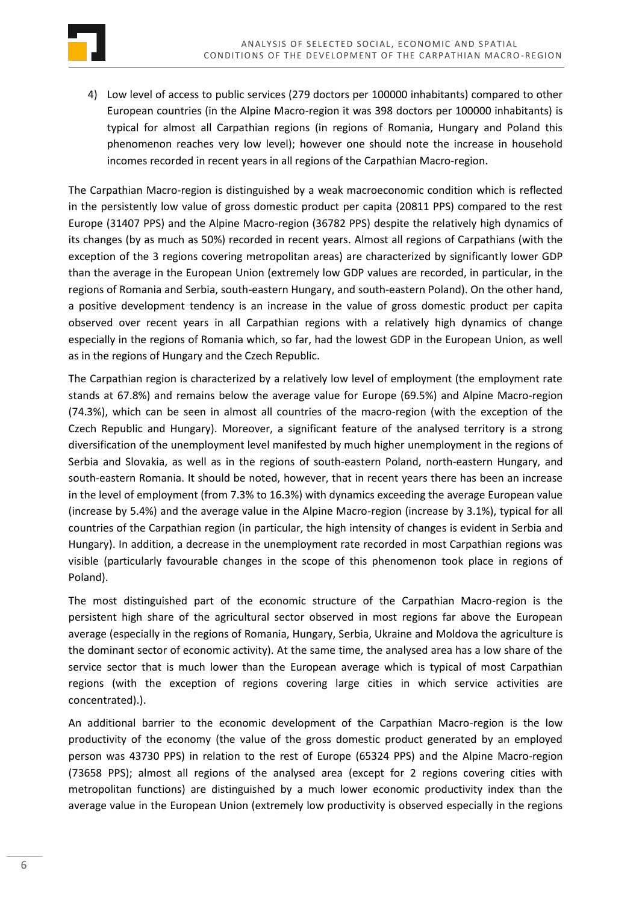4) Low level of access to public services (279 doctors per 100000 inhabitants) compared to other European countries (in the Alpine Macro-region it was 398 doctors per 100000 inhabitants) is typical for almost all Carpathian regions (in regions of Romania, Hungary and Poland this phenomenon reaches very low level); however one should note the increase in household incomes recorded in recent years in all regions of the Carpathian Macro-region.

The Carpathian Macro-region is distinguished by a weak macroeconomic condition which is reflected in the persistently low value of gross domestic product per capita (20811 PPS) compared to the rest Europe (31407 PPS) and the Alpine Macro-region (36782 PPS) despite the relatively high dynamics of its changes (by as much as 50%) recorded in recent years. Almost all regions of Carpathians (with the exception of the 3 regions covering metropolitan areas) are characterized by significantly lower GDP than the average in the European Union (extremely low GDP values are recorded, in particular, in the regions of Romania and Serbia, south-eastern Hungary, and south-eastern Poland). On the other hand, a positive development tendency is an increase in the value of gross domestic product per capita observed over recent years in all Carpathian regions with a relatively high dynamics of change especially in the regions of Romania which, so far, had the lowest GDP in the European Union, as well as in the regions of Hungary and the Czech Republic.

The Carpathian region is characterized by a relatively low level of employment (the employment rate stands at 67.8%) and remains below the average value for Europe (69.5%) and Alpine Macro-region (74.3%), which can be seen in almost all countries of the macro-region (with the exception of the Czech Republic and Hungary). Moreover, a significant feature of the analysed territory is a strong diversification of the unemployment level manifested by much higher unemployment in the regions of Serbia and Slovakia, as well as in the regions of south-eastern Poland, north-eastern Hungary, and south-eastern Romania. It should be noted, however, that in recent years there has been an increase in the level of employment (from 7.3% to 16.3%) with dynamics exceeding the average European value (increase by 5.4%) and the average value in the Alpine Macro-region (increase by 3.1%), typical for all countries of the Carpathian region (in particular, the high intensity of changes is evident in Serbia and Hungary). In addition, a decrease in the unemployment rate recorded in most Carpathian regions was visible (particularly favourable changes in the scope of this phenomenon took place in regions of Poland).

The most distinguished part of the economic structure of the Carpathian Macro-region is the persistent high share of the agricultural sector observed in most regions far above the European average (especially in the regions of Romania, Hungary, Serbia, Ukraine and Moldova the agriculture is the dominant sector of economic activity). At the same time, the analysed area has a low share of the service sector that is much lower than the European average which is typical of most Carpathian regions (with the exception of regions covering large cities in which service activities are concentrated).).

An additional barrier to the economic development of the Carpathian Macro-region is the low productivity of the economy (the value of the gross domestic product generated by an employed person was 43730 PPS) in relation to the rest of Europe (65324 PPS) and the Alpine Macro-region (73658 PPS); almost all regions of the analysed area (except for 2 regions covering cities with metropolitan functions) are distinguished by a much lower economic productivity index than the average value in the European Union (extremely low productivity is observed especially in the regions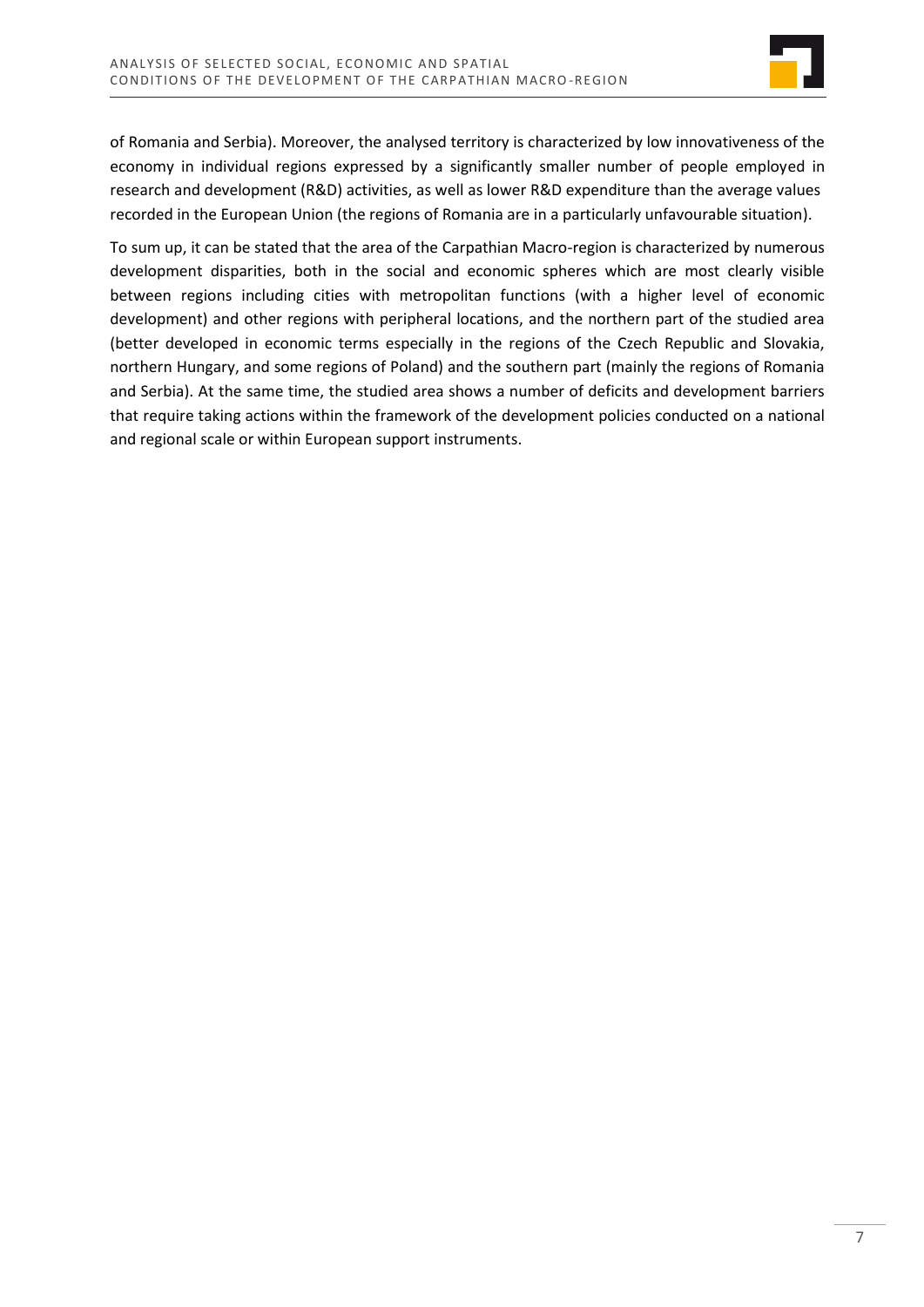of Romania and Serbia). Moreover, the analysed territory is characterized by low innovativeness of the economy in individual regions expressed by a significantly smaller number of people employed in research and development (R&D) activities, as well as lower R&D expenditure than the average values recorded in the European Union (the regions of Romania are in a particularly unfavourable situation).

To sum up, it can be stated that the area of the Carpathian Macro-region is characterized by numerous development disparities, both in the social and economic spheres which are most clearly visible between regions including cities with metropolitan functions (with a higher level of economic development) and other regions with peripheral locations, and the northern part of the studied area (better developed in economic terms especially in the regions of the Czech Republic and Slovakia, northern Hungary, and some regions of Poland) and the southern part (mainly the regions of Romania and Serbia). At the same time, the studied area shows a number of deficits and development barriers that require taking actions within the framework of the development policies conducted on a national and regional scale or within European support instruments.